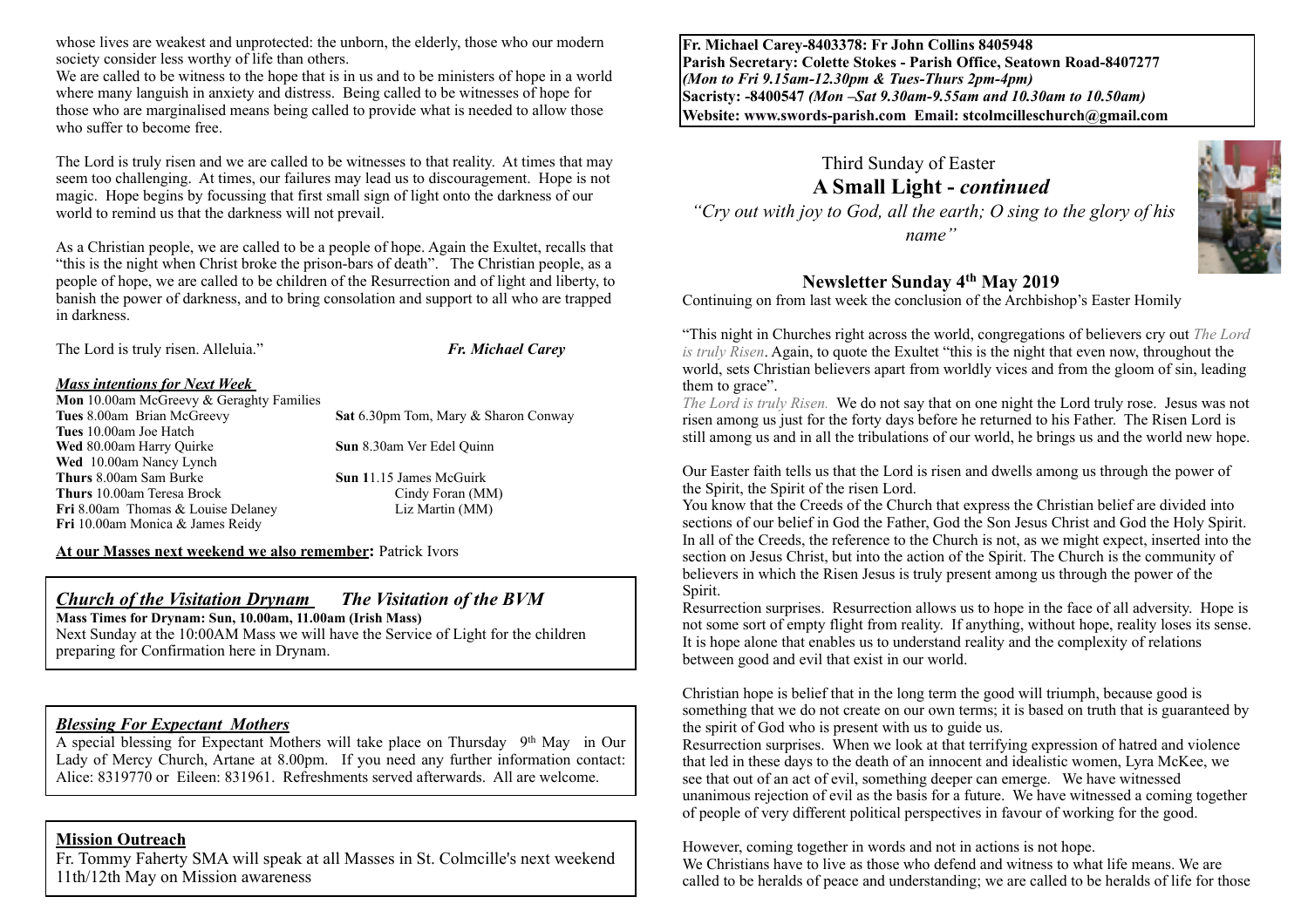**Fr. Michael Carey-8403378: Fr John Collins 8405948**
**Parish Secretary: Colette Stokes - Parish Office, Seatown Road-8407277**
***(Mon to Fri 9.15am-12.30pm & Tues-Thurs 2pm-4pm)***
**Sacristy: -8400547 *(Mon –Sat 9.30am-9.55am and 10.30am to 10.50am)***
**Website: www.swords-parish.com Email: stcolmcilleschurch@gmail.com**

Third Sunday of Easter

# A Small Light - *continued*

*"Cry out with joy to God, all the earth; O sing to the glory of his name"*

## Newsletter Sunday 4th May 2019

Continuing on from last week the conclusion of the Archbishop's Easter Homily

"This night in Churches right across the world, congregations of believers cry out *The Lord is truly Risen*. Again, to quote the Exultet "this is the night that even now, throughout the world, sets Christian believers apart from worldly vices and from the gloom of sin, leading them to grace".

*The Lord is truly Risen.* We do not say that on one night the Lord truly rose. Jesus was not risen among us just for the forty days before he returned to his Father. The Risen Lord is still among us and in all the tribulations of our world, he brings us and the world new hope.

Our Easter faith tells us that the Lord is risen and dwells among us through the power of the Spirit, the Spirit of the risen Lord.

You know that the Creeds of the Church that express the Christian belief are divided into sections of our belief in God the Father, God the Son Jesus Christ and God the Holy Spirit. In all of the Creeds, the reference to the Church is not, as we might expect, inserted into the section on Jesus Christ, but into the action of the Spirit. The Church is the community of believers in which the Risen Jesus is truly present among us through the power of the Spirit.

Resurrection surprises. Resurrection allows us to hope in the face of all adversity. Hope is not some sort of empty flight from reality. If anything, without hope, reality loses its sense. It is hope alone that enables us to understand reality and the complexity of relations between good and evil that exist in our world.

Christian hope is belief that in the long term the good will triumph, because good is something that we do not create on our own terms; it is based on truth that is guaranteed by the spirit of God who is present with us to guide us.

Resurrection surprises. When we look at that terrifying expression of hatred and violence that led in these days to the death of an innocent and idealistic women, Lyra McKee, we see that out of an act of evil, something deeper can emerge. We have witnessed unanimous rejection of evil as the basis for a future. We have witnessed a coming together of people of very different political perspectives in favour of working for the good.

However, coming together in words and not in actions is not hope.

We Christians have to live as those who defend and witness to what life means. We are called to be heralds of peace and understanding; we are called to be heralds of life for those whose lives are weakest and unprotected: the unborn, the elderly, those who our modern society consider less worthy of life than others.

We are called to be witness to the hope that is in us and to be ministers of hope in a world where many languish in anxiety and distress. Being called to be witnesses of hope for those who are marginalised means being called to provide what is needed to allow those who suffer to become free.

The Lord is truly risen and we are called to be witnesses to that reality. At times that may seem too challenging. At times, our failures may lead us to discouragement. Hope is not magic. Hope begins by focussing that first small sign of light onto the darkness of our world to remind us that the darkness will not prevail.

As a Christian people, we are called to be a people of hope. Again the Exultet, recalls that "this is the night when Christ broke the prison-bars of death". The Christian people, as a people of hope, we are called to be children of the Resurrection and of light and liberty, to banish the power of darkness, and to bring consolation and support to all who are trapped in darkness.

The Lord is truly risen. Alleluia." ***Fr. Michael Carey***

### *Mass intentions for Next Week*

**Mon** 10.00am McGreevy & Geraghty Families
**Tues** 8.00am Brian McGreevy
**Tues** 10.00am Joe Hatch
**Wed** 80.00am Harry Quirke
**Wed** 10.00am Nancy Lynch
**Thurs** 8.00am Sam Burke
**Thurs** 10.00am Teresa Brock
**Fri** 8.00am Thomas & Louise Delaney
**Fri** 10.00am Monica & James Reidy
**Sat** 6.30pm Tom, Mary & Sharon Conway
**Sun** 8.30am Ver Edel Quinn
**Sun 1**1.15 James McGuirk
Cindy Foran (MM)
Liz Martin (MM)

**At our Masses next weekend we also remember:** Patrick Ivors

### *Church of the Visitation Drynam The Visitation of the BVM*

**Mass Times for Drynam: Sun, 10.00am, 11.00am (Irish Mass)**
Next Sunday at the 10:00AM Mass we will have the Service of Light for the children preparing for Confirmation here in Drynam.

### *Blessing For Expectant Mothers*

A special blessing for Expectant Mothers will take place on Thursday 9th May in Our Lady of Mercy Church, Artane at 8.00pm. If you need any further information contact: Alice: 8319770 or Eileen: 831961. Refreshments served afterwards. All are welcome.

### Mission Outreach

Fr. Tommy Faherty SMA will speak at all Masses in St. Colmcille's next weekend 11th/12th May on Mission awareness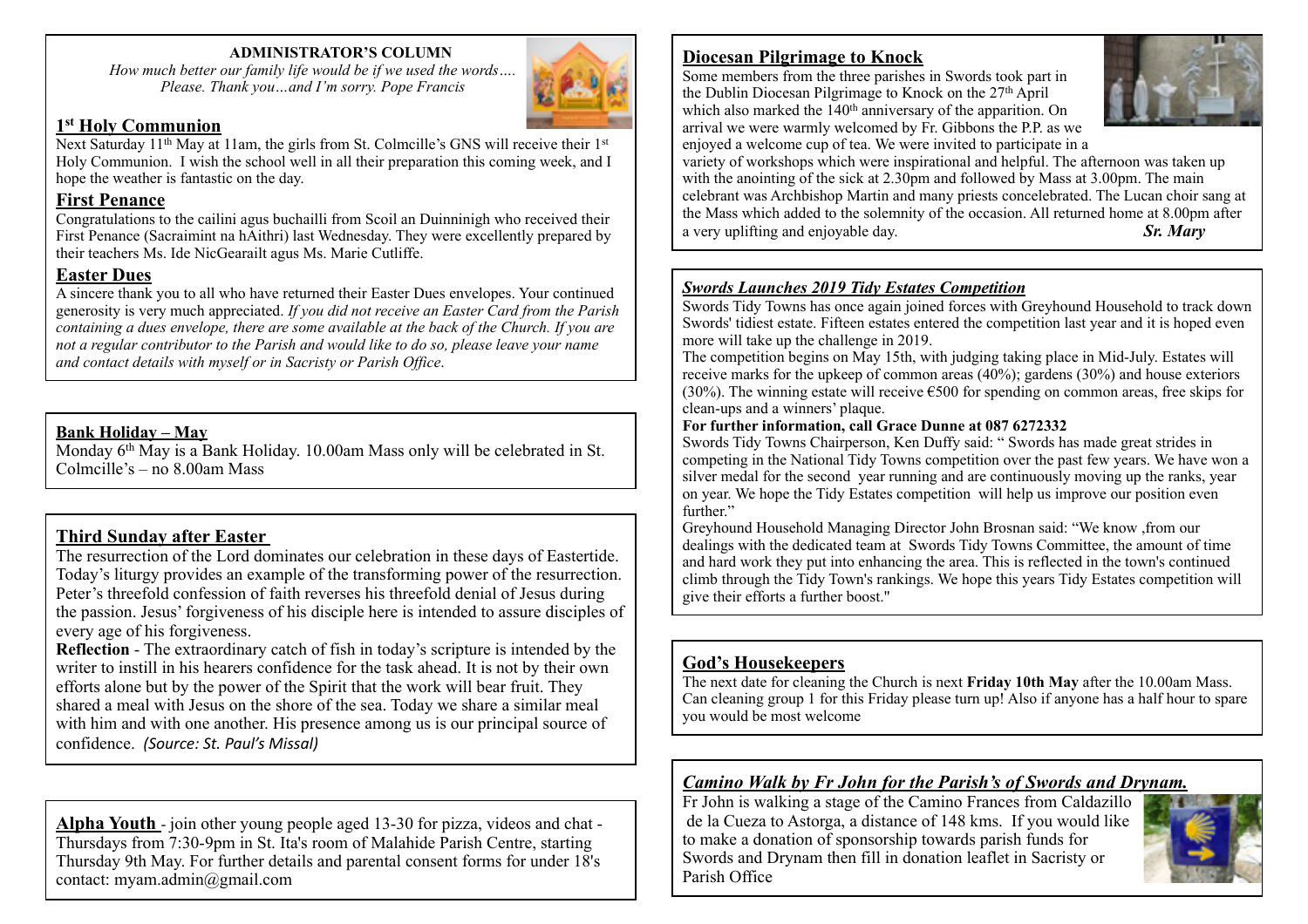**ADMINISTRATOR'S COLUMN**

*How much better our family life would be if we used the words…. Please. Thank you…and I'm sorry. Pope Francis*

## 1st Holy Communion

Next Saturday 11th May at 11am, the girls from St. Colmcille's GNS will receive their 1st Holy Communion. I wish the school well in all their preparation this coming week, and I hope the weather is fantastic on the day.

## First Penance

Congratulations to the cailini agus buchailli from Scoil an Duinninigh who received their First Penance (Sacraimint na hAithri) last Wednesday. They were excellently prepared by their teachers Ms. Ide NicGearailt agus Ms. Marie Cutliffe.

## Easter Dues

A sincere thank you to all who have returned their Easter Dues envelopes. Your continued generosity is very much appreciated. *If you did not receive an Easter Card from the Parish containing a dues envelope, there are some available at the back of the Church. If you are not a regular contributor to the Parish and would like to do so, please leave your name and contact details with myself or in Sacristy or Parish Office.*

## Bank Holiday – May

Monday 6th May is a Bank Holiday. 10.00am Mass only will be celebrated in St. Colmcille's – no 8.00am Mass

## Third Sunday after Easter

The resurrection of the Lord dominates our celebration in these days of Eastertide. Today's liturgy provides an example of the transforming power of the resurrection. Peter's threefold confession of faith reverses his threefold denial of Jesus during the passion. Jesus' forgiveness of his disciple here is intended to assure disciples of every age of his forgiveness.

**Reflection** - The extraordinary catch of fish in today's scripture is intended by the writer to instill in his hearers confidence for the task ahead. It is not by their own efforts alone but by the power of the Spirit that the work will bear fruit. They shared a meal with Jesus on the shore of the sea. Today we share a similar meal with him and with one another. His presence among us is our principal source of confidence. *(Source: St. Paul's Missal)*

**Alpha Youth** - join other young people aged 13-30 for pizza, videos and chat - Thursdays from 7:30-9pm in St. Ita's room of Malahide Parish Centre, starting Thursday 9th May. For further details and parental consent forms for under 18's contact: myam.admin@gmail.com

## Diocesan Pilgrimage to Knock

Some members from the three parishes in Swords took part in the Dublin Diocesan Pilgrimage to Knock on the 27th April which also marked the 140th anniversary of the apparition. On arrival we were warmly welcomed by Fr. Gibbons the P.P. as we enjoyed a welcome cup of tea. We were invited to participate in a variety of workshops which were inspirational and helpful. The afternoon was taken up with the anointing of the sick at 2.30pm and followed by Mass at 3.00pm. The main celebrant was Archbishop Martin and many priests concelebrated. The Lucan choir sang at the Mass which added to the solemnity of the occasion. All returned home at 8.00pm after a very uplifting and enjoyable day. ***Sr. Mary***

## *Swords Launches 2019 Tidy Estates Competition*

Swords Tidy Towns has once again joined forces with Greyhound Household to track down Swords' tidiest estate. Fifteen estates entered the competition last year and it is hoped even more will take up the challenge in 2019.

The competition begins on May 15th, with judging taking place in Mid-July. Estates will receive marks for the upkeep of common areas (40%); gardens (30%) and house exteriors (30%). The winning estate will receive €500 for spending on common areas, free skips for clean-ups and a winners' plaque.

**For further information, call Grace Dunne at 087 6272332**

Swords Tidy Towns Chairperson, Ken Duffy said: " Swords has made great strides in competing in the National Tidy Towns competition over the past few years. We have won a silver medal for the second year running and are continuously moving up the ranks, year on year. We hope the Tidy Estates competition will help us improve our position even further."

Greyhound Household Managing Director John Brosnan said: "We know ,from our dealings with the dedicated team at Swords Tidy Towns Committee, the amount of time and hard work they put into enhancing the area. This is reflected in the town's continued climb through the Tidy Town's rankings. We hope this years Tidy Estates competition will give their efforts a further boost."

## God's Housekeepers

The next date for cleaning the Church is next **Friday 10th May** after the 10.00am Mass. Can cleaning group 1 for this Friday please turn up! Also if anyone has a half hour to spare you would be most welcome

## *Camino Walk by Fr John for the Parish's of Swords and Drynam.*

Fr John is walking a stage of the Camino Frances from Caldazillo de la Cueza to Astorga, a distance of 148 kms. If you would like to make a donation of sponsorship towards parish funds for Swords and Drynam then fill in donation leaflet in Sacristy or Parish Office